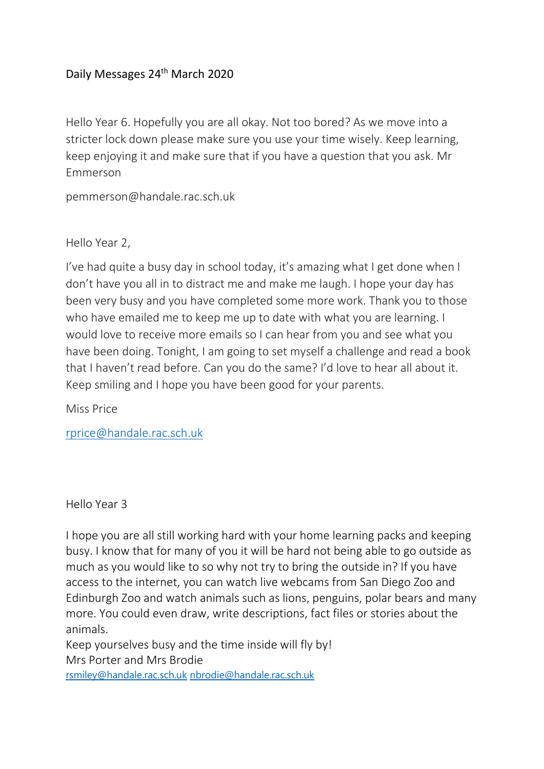Daily Messages 24th March 2020

Hello Year 6. Hopefully you are all okay. Not too bored? As we move into a stricter lock down please make sure you use your time wisely. Keep learning, keep enjoying it and make sure that if you have a question that you ask. Mr Emmerson

pemmerson@handale.rac.sch.uk

Hello Year 2,

I've had quite a busy day in school today, it's amazing what I get done when I don't have you all in to distract me and make me laugh. I hope your day has been very busy and you have completed some more work. Thank you to those who have emailed me to keep me up to date with what you are learning. I would love to receive more emails so I can hear from you and see what you have been doing. Tonight, I am going to set myself a challenge and read a book that I haven't read before. Can you do the same? I'd love to hear all about it. Keep smiling and I hope you have been good for your parents.

Miss Price

rprice@handale.rac.sch.uk

Hello Year 3

I hope you are all still working hard with your home learning packs and keeping busy. I know that for many of you it will be hard not being able to go outside as much as you would like to so why not try to bring the outside in? If you have access to the internet, you can watch live webcams from San Diego Zoo and Edinburgh Zoo and watch animals such as lions, penguins, polar bears and many more. You could even draw, write descriptions, fact files or stories about the animals.
Keep yourselves busy and the time inside will fly by!
Mrs Porter and Mrs Brodie
rsmiley@handale.rac.sch.uk nbrodie@handale.rac.sch.uk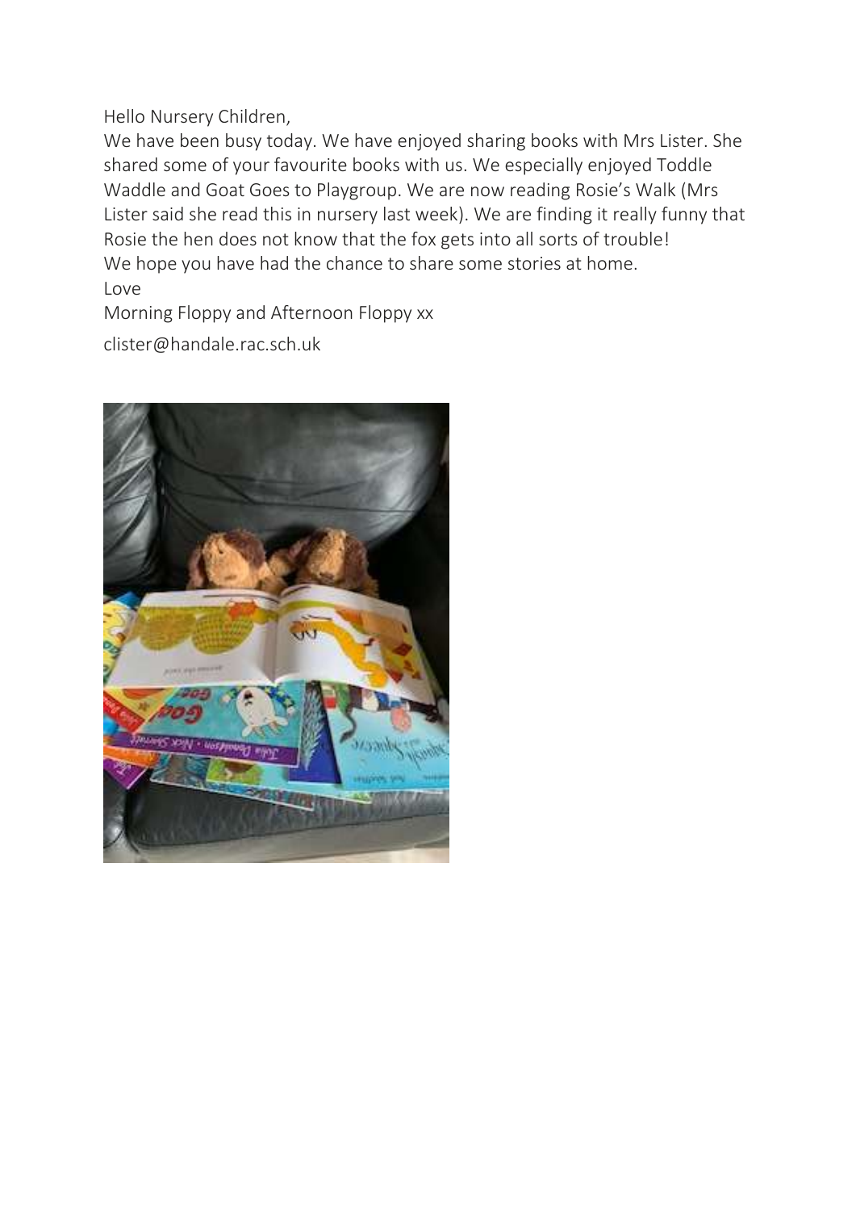Hello Nursery Children,

We have been busy today. We have enjoyed sharing books with Mrs Lister. She shared some of your favourite books with us. We especially enjoyed Toddle Waddle and Goat Goes to Playgroup. We are now reading Rosie's Walk (Mrs Lister said she read this in nursery last week). We are finding it really funny that Rosie the hen does not know that the fox gets into all sorts of trouble!

We hope you have had the chance to share some stories at home.

Love

Morning Floppy and Afternoon Floppy xx

clister@handale.rac.sch.uk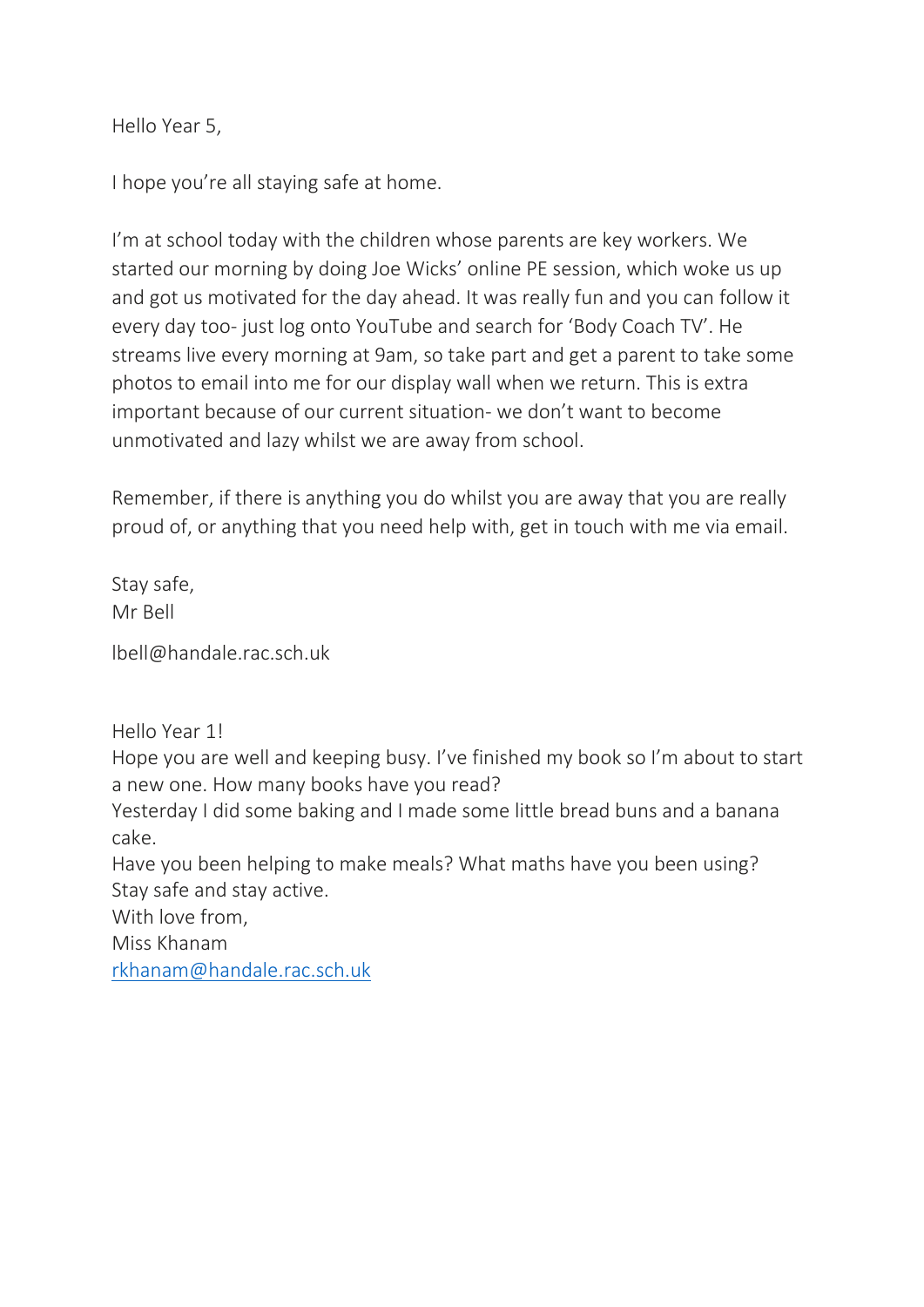Hello Year 5,

I hope you're all staying safe at home.

I'm at school today with the children whose parents are key workers. We started our morning by doing Joe Wicks' online PE session, which woke us up and got us motivated for the day ahead. It was really fun and you can follow it every day too- just log onto YouTube and search for 'Body Coach TV'. He streams live every morning at 9am, so take part and get a parent to take some photos to email into me for our display wall when we return. This is extra important because of our current situation- we don't want to become unmotivated and lazy whilst we are away from school.

Remember, if there is anything you do whilst you are away that you are really proud of, or anything that you need help with, get in touch with me via email.

Stay safe,
Mr Bell

lbell@handale.rac.sch.uk

Hello Year 1!
Hope you are well and keeping busy. I've finished my book so I'm about to start a new one. How many books have you read?
Yesterday I did some baking and I made some little bread buns and a banana cake.
Have you been helping to make meals? What maths have you been using?
Stay safe and stay active.
With love from,
Miss Khanam
rkhanam@handale.rac.sch.uk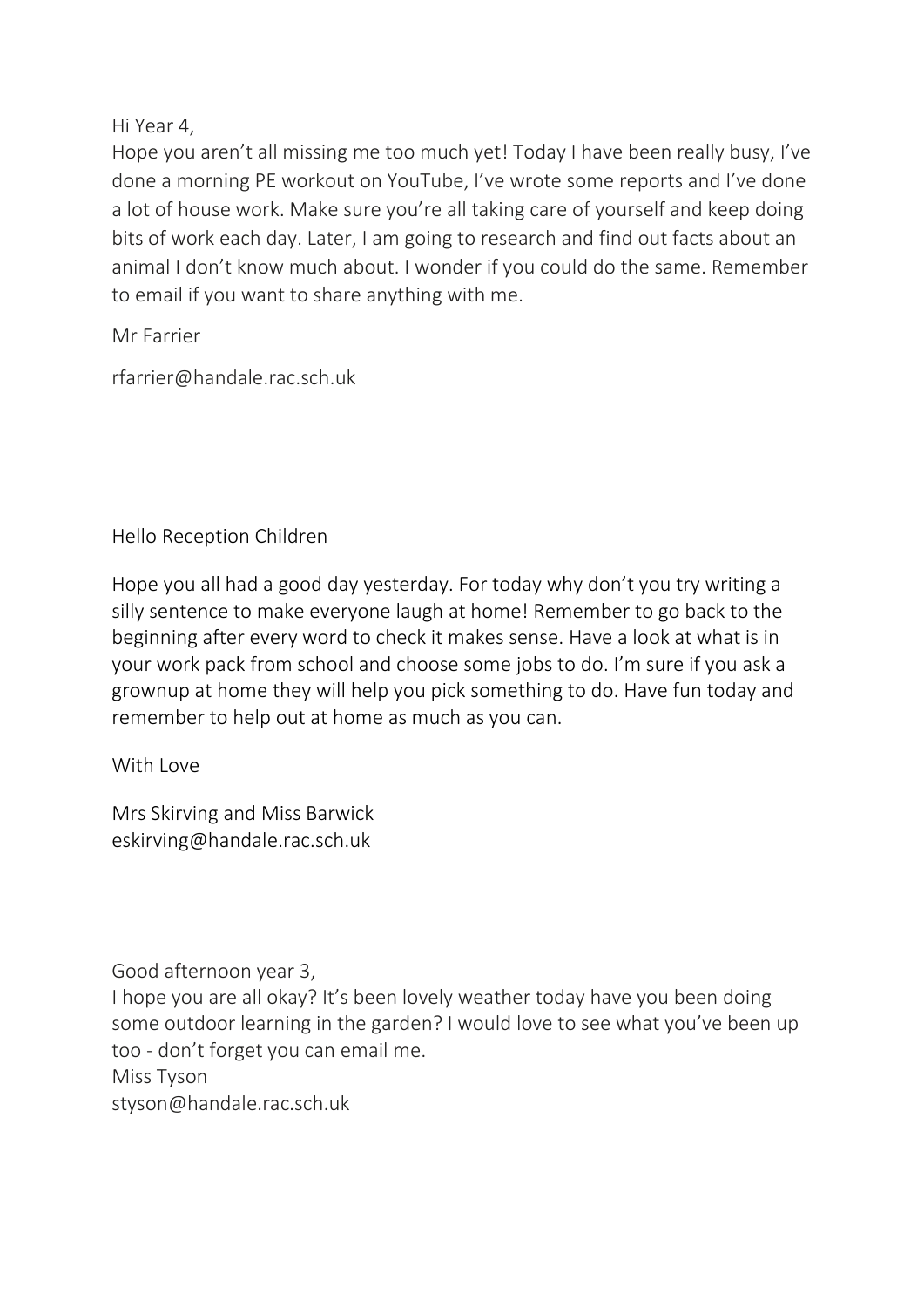Hi Year 4,
Hope you aren't all missing me too much yet! Today I have been really busy, I've done a morning PE workout on YouTube, I've wrote some reports and I've done a lot of house work. Make sure you're all taking care of yourself and keep doing bits of work each day. Later, I am going to research and find out facts about an animal I don't know much about. I wonder if you could do the same. Remember to email if you want to share anything with me.

Mr Farrier

rfarrier@handale.rac.sch.uk

Hello Reception Children

Hope you all had a good day yesterday. For today why don't you try writing a silly sentence to make everyone laugh at home! Remember to go back to the beginning after every word to check it makes sense. Have a look at what is in your work pack from school and choose some jobs to do. I'm sure if you ask a grownup at home they will help you pick something to do. Have fun today and remember to help out at home as much as you can.

With Love

Mrs Skirving and Miss Barwick
eskirving@handale.rac.sch.uk

Good afternoon year 3,
I hope you are all okay? It's been lovely weather today have you been doing some outdoor learning in the garden? I would love to see what you've been up too - don't forget you can email me.
Miss Tyson
styson@handale.rac.sch.uk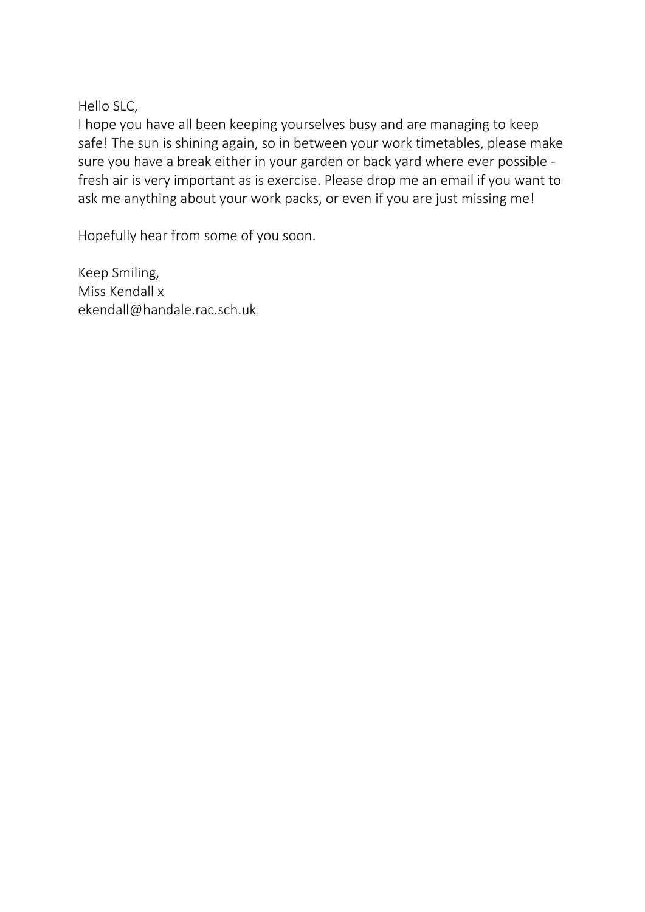Hello SLC,
I hope you have all been keeping yourselves busy and are managing to keep safe! The sun is shining again, so in between your work timetables, please make sure you have a break either in your garden or back yard where ever possible - fresh air is very important as is exercise. Please drop me an email if you want to ask me anything about your work packs, or even if you are just missing me!

Hopefully hear from some of you soon.

Keep Smiling,
Miss Kendall x
ekendall@handale.rac.sch.uk